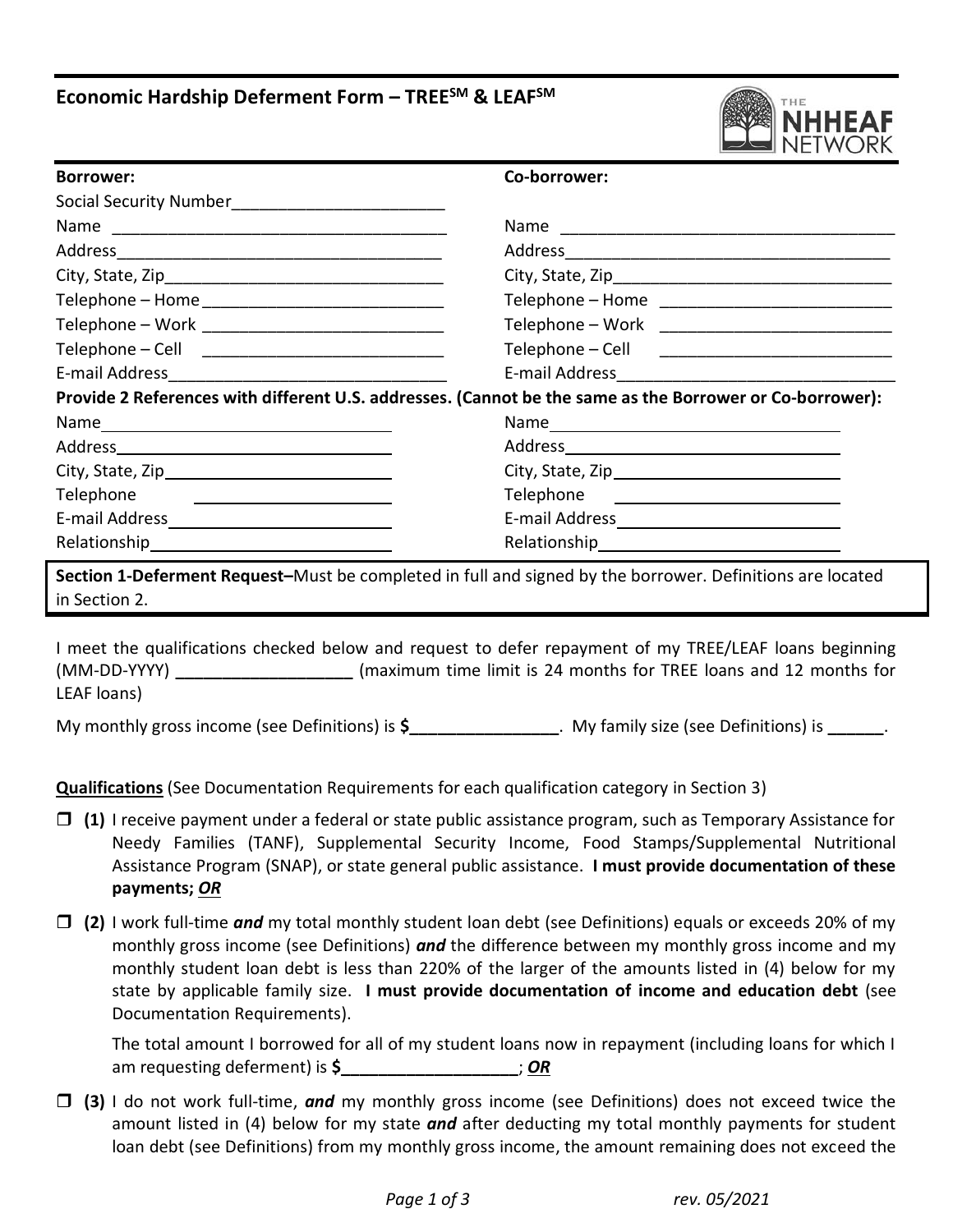## Economic Hardship Deferment Form – TREE[SM] & LEAF[SM]

THE NHHEAF NETWORK

**Borrower:**

Social Security Number_______________________

Name ___________________________________

Address__________________________________

City, State, Zip_____________________________

Telephone – Home __________________________

Telephone – Work __________________________

Telephone – Cell __________________________

E-mail Address______________________________

**Co-borrower:**

Name ___________________________________

Address__________________________________

City, State, Zip_____________________________

Telephone – Home __________________________

Telephone – Work __________________________

Telephone – Cell __________________________

E-mail Address______________________________

**Provide 2 References with different U.S. addresses. (Cannot be the same as the Borrower or Co-borrower):**

Name______________________________

Address____________________________

City, State, Zip______________________

Telephone __________________________

E-mail Address______________________

Relationship________________________

Name______________________________

Address____________________________

City, State, Zip______________________

Telephone __________________________

E-mail Address______________________

Relationship________________________

**Section 1-Deferment Request–**Must be completed in full and signed by the borrower. Definitions are located in Section 2.

I meet the qualifications checked below and request to defer repayment of my TREE/LEAF loans beginning (MM-DD-YYYY) __________________ (maximum time limit is 24 months for TREE loans and 12 months for LEAF loans)

My monthly gross income (see Definitions) is **$**________________. My family size (see Definitions) is ______.

**Qualifications** (See Documentation Requirements for each qualification category in Section 3)

- ☐ **(1)** I receive payment under a federal or state public assistance program, such as Temporary Assistance for Needy Families (TANF), Supplemental Security Income, Food Stamps/Supplemental Nutritional Assistance Program (SNAP), or state general public assistance. **I must provide documentation of these payments; *OR***

- ☐ **(2)** I work full-time ***and*** my total monthly student loan debt (see Definitions) equals or exceeds 20% of my monthly gross income (see Definitions) ***and*** the difference between my monthly gross income and my monthly student loan debt is less than 220% of the larger of the amounts listed in (4) below for my state by applicable family size. **I must provide documentation of income and education debt** (see Documentation Requirements).

  The total amount I borrowed for all of my student loans now in repayment (including loans for which I am requesting deferment) is **$**___________________; ***OR***

- ☐ **(3)** I do not work full-time, ***and*** my monthly gross income (see Definitions) does not exceed twice the amount listed in (4) below for my state ***and*** after deducting my total monthly payments for student loan debt (see Definitions) from my monthly gross income, the amount remaining does not exceed the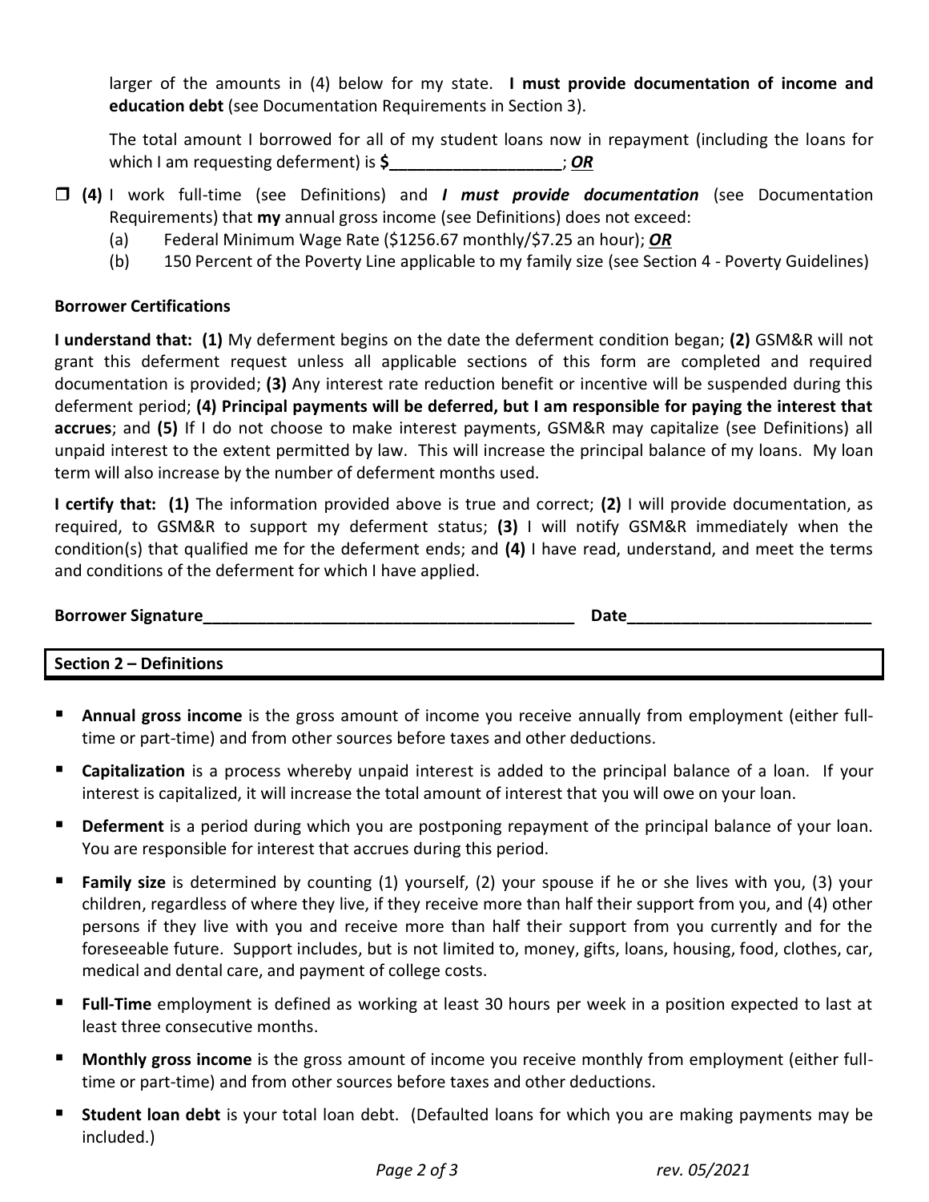larger of the amounts in (4) below for my state. **I must provide documentation of income and education debt** (see Documentation Requirements in Section 3).

The total amount I borrowed for all of my student loans now in repayment (including the loans for which I am requesting deferment) is **$___________________**; ***OR***

❒ **(4)** I work full-time (see Definitions) and ***I must provide documentation*** (see Documentation Requirements) that **my** annual gross income (see Definitions) does not exceed:

- (a) Federal Minimum Wage Rate ($1256.67 monthly/$7.25 an hour); ***OR***
- (b) 150 Percent of the Poverty Line applicable to my family size (see Section 4 - Poverty Guidelines)

**Borrower Certifications**

**I understand that: (1)** My deferment begins on the date the deferment condition began; **(2)** GSM&R will not grant this deferment request unless all applicable sections of this form are completed and required documentation is provided; **(3)** Any interest rate reduction benefit or incentive will be suspended during this deferment period; **(4) Principal payments will be deferred, but I am responsible for paying the interest that accrues**; and **(5)** If I do not choose to make interest payments, GSM&R may capitalize (see Definitions) all unpaid interest to the extent permitted by law. This will increase the principal balance of my loans. My loan term will also increase by the number of deferment months used.

**I certify that: (1)** The information provided above is true and correct; **(2)** I will provide documentation, as required, to GSM&R to support my deferment status; **(3)** I will notify GSM&R immediately when the condition(s) that qualified me for the deferment ends; and **(4)** I have read, understand, and meet the terms and conditions of the deferment for which I have applied.

**Borrower Signature__________________________________________** **Date___________________________**

## Section 2 – Definitions

- **Annual gross income** is the gross amount of income you receive annually from employment (either full-time or part-time) and from other sources before taxes and other deductions.
- **Capitalization** is a process whereby unpaid interest is added to the principal balance of a loan. If your interest is capitalized, it will increase the total amount of interest that you will owe on your loan.
- **Deferment** is a period during which you are postponing repayment of the principal balance of your loan. You are responsible for interest that accrues during this period.
- **Family size** is determined by counting (1) yourself, (2) your spouse if he or she lives with you, (3) your children, regardless of where they live, if they receive more than half their support from you, and (4) other persons if they live with you and receive more than half their support from you currently and for the foreseeable future. Support includes, but is not limited to, money, gifts, loans, housing, food, clothes, car, medical and dental care, and payment of college costs.
- **Full-Time** employment is defined as working at least 30 hours per week in a position expected to last at least three consecutive months.
- **Monthly gross income** is the gross amount of income you receive monthly from employment (either full-time or part-time) and from other sources before taxes and other deductions.
- **Student loan debt** is your total loan debt. (Defaulted loans for which you are making payments may be included.)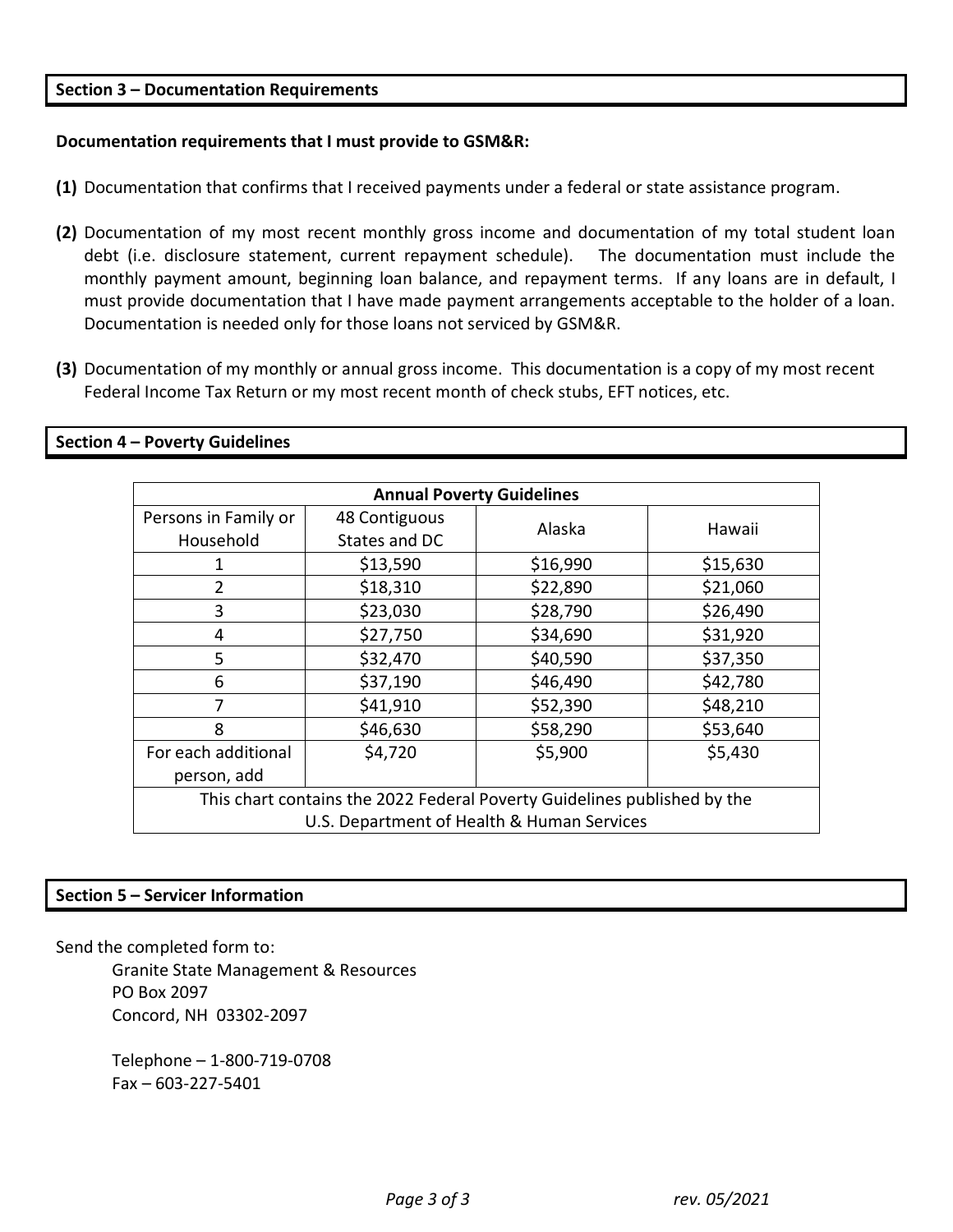## Section 3 – Documentation Requirements

**Documentation requirements that I must provide to GSM&R:**

**(1)** Documentation that confirms that I received payments under a federal or state assistance program.

**(2)** Documentation of my most recent monthly gross income and documentation of my total student loan debt (i.e. disclosure statement, current repayment schedule). The documentation must include the monthly payment amount, beginning loan balance, and repayment terms. If any loans are in default, I must provide documentation that I have made payment arrangements acceptable to the holder of a loan. Documentation is needed only for those loans not serviced by GSM&R.

**(3)** Documentation of my monthly or annual gross income. This documentation is a copy of my most recent Federal Income Tax Return or my most recent month of check stubs, EFT notices, etc.

## Section 4 – Poverty Guidelines

| **Annual Poverty Guidelines** | | | |
|---|---|---|---|
| Persons in Family or Household | 48 Contiguous States and DC | Alaska | Hawaii |
| 1 | $13,590 | $16,990 | $15,630 |
| 2 | $18,310 | $22,890 | $21,060 |
| 3 | $23,030 | $28,790 | $26,490 |
| 4 | $27,750 | $34,690 | $31,920 |
| 5 | $32,470 | $40,590 | $37,350 |
| 6 | $37,190 | $46,490 | $42,780 |
| 7 | $41,910 | $52,390 | $48,210 |
| 8 | $46,630 | $58,290 | $53,640 |
| For each additional person, add | $4,720 | $5,900 | $5,430 |
| This chart contains the 2022 Federal Poverty Guidelines published by the U.S. Department of Health & Human Services | | | |

## Section 5 – Servicer Information

Send the completed form to:

Granite State Management & Resources
PO Box 2097
Concord, NH 03302-2097

Telephone – 1-800-719-0708
Fax – 603-227-5401

*rev. 05/2021*